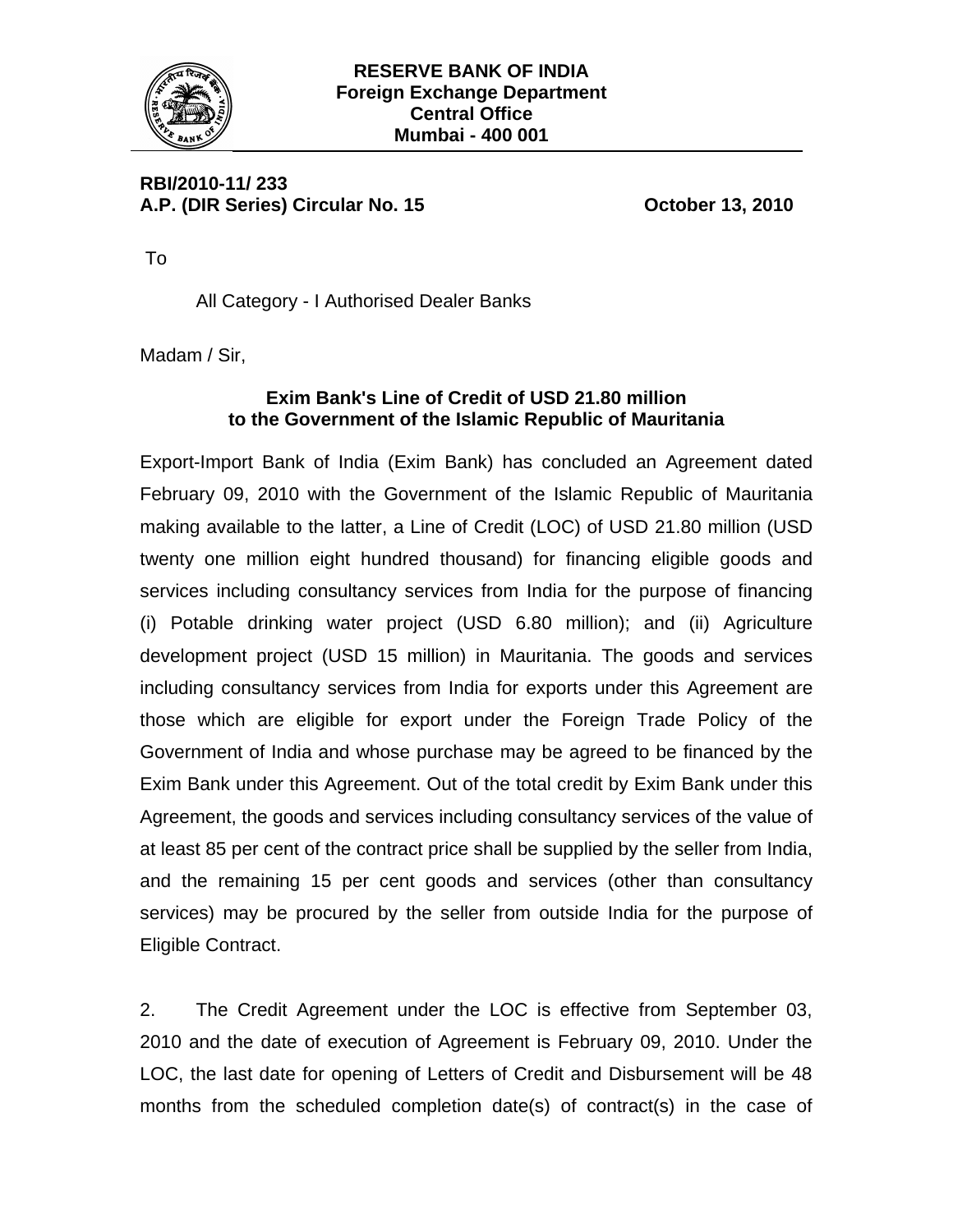**RESERVE BANK OF INDIA**
**Foreign Exchange Department**
**Central Office**
**Mumbai - 400 001**

**RBI/2010-11/ 233**
**A.P. (DIR Series) Circular No. 15** **October 13, 2010**

To

All Category - I Authorised Dealer Banks

Madam / Sir,

### Exim Bank's Line of Credit of USD 21.80 million to the Government of the Islamic Republic of Mauritania

Export-Import Bank of India (Exim Bank) has concluded an Agreement dated February 09, 2010 with the Government of the Islamic Republic of Mauritania making available to the latter, a Line of Credit (LOC) of USD 21.80 million (USD twenty one million eight hundred thousand) for financing eligible goods and services including consultancy services from India for the purpose of financing (i) Potable drinking water project (USD 6.80 million); and (ii) Agriculture development project (USD 15 million) in Mauritania. The goods and services including consultancy services from India for exports under this Agreement are those which are eligible for export under the Foreign Trade Policy of the Government of India and whose purchase may be agreed to be financed by the Exim Bank under this Agreement. Out of the total credit by Exim Bank under this Agreement, the goods and services including consultancy services of the value of at least 85 per cent of the contract price shall be supplied by the seller from India, and the remaining 15 per cent goods and services (other than consultancy services) may be procured by the seller from outside India for the purpose of Eligible Contract.

2. The Credit Agreement under the LOC is effective from September 03, 2010 and the date of execution of Agreement is February 09, 2010. Under the LOC, the last date for opening of Letters of Credit and Disbursement will be 48 months from the scheduled completion date(s) of contract(s) in the case of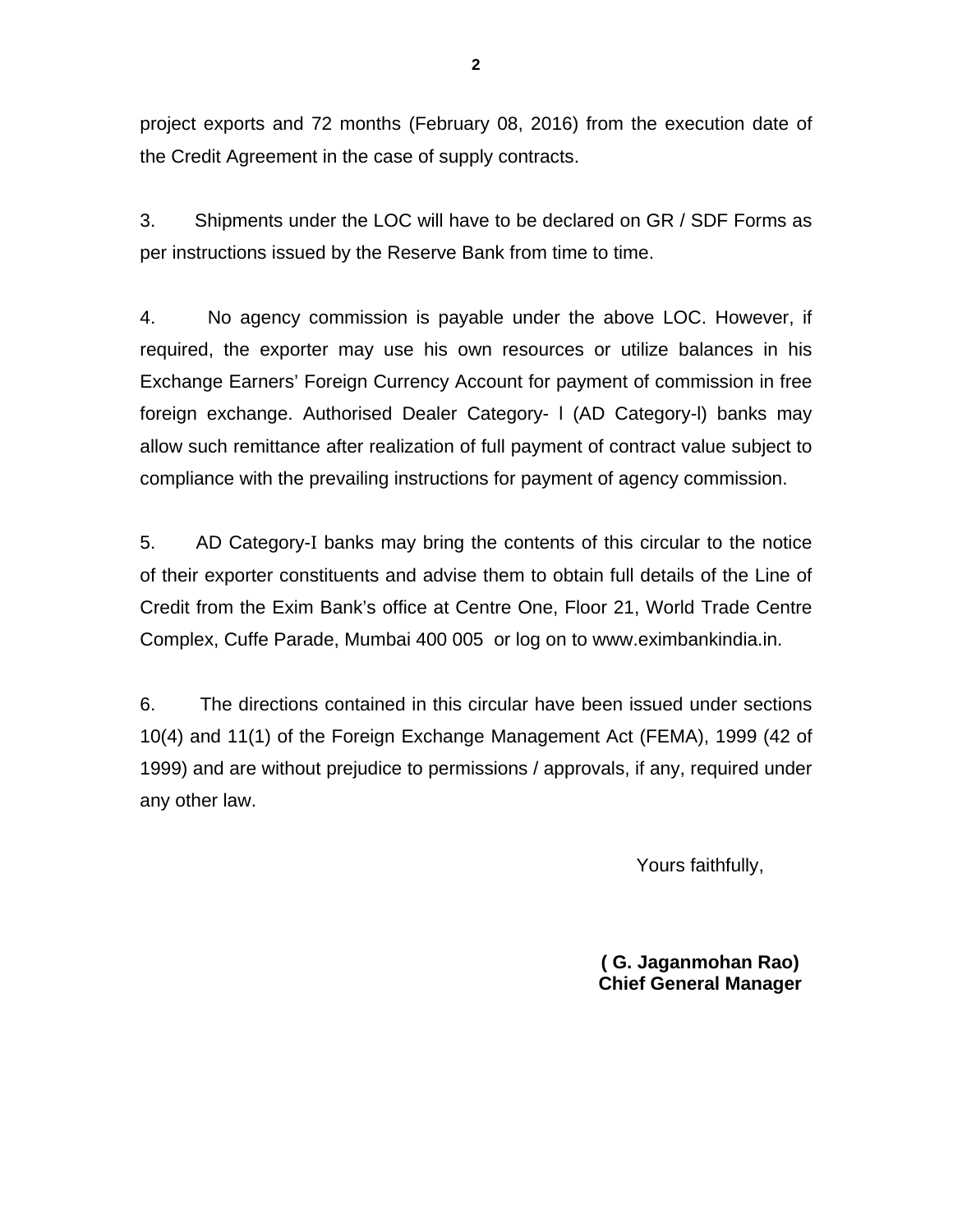project exports and 72 months (February 08, 2016) from the execution date of the Credit Agreement in the case of supply contracts.

3. Shipments under the LOC will have to be declared on GR / SDF Forms as per instructions issued by the Reserve Bank from time to time.

4. No agency commission is payable under the above LOC. However, if required, the exporter may use his own resources or utilize balances in his Exchange Earners' Foreign Currency Account for payment of commission in free foreign exchange. Authorised Dealer Category- l (AD Category-l) banks may allow such remittance after realization of full payment of contract value subject to compliance with the prevailing instructions for payment of agency commission.

5. AD Category-I banks may bring the contents of this circular to the notice of their exporter constituents and advise them to obtain full details of the Line of Credit from the Exim Bank's office at Centre One, Floor 21, World Trade Centre Complex, Cuffe Parade, Mumbai 400 005 or log on to www.eximbankindia.in.

6. The directions contained in this circular have been issued under sections 10(4) and 11(1) of the Foreign Exchange Management Act (FEMA), 1999 (42 of 1999) and are without prejudice to permissions / approvals, if any, required under any other law.

Yours faithfully,

**( G. Jaganmohan Rao)**
**Chief General Manager**